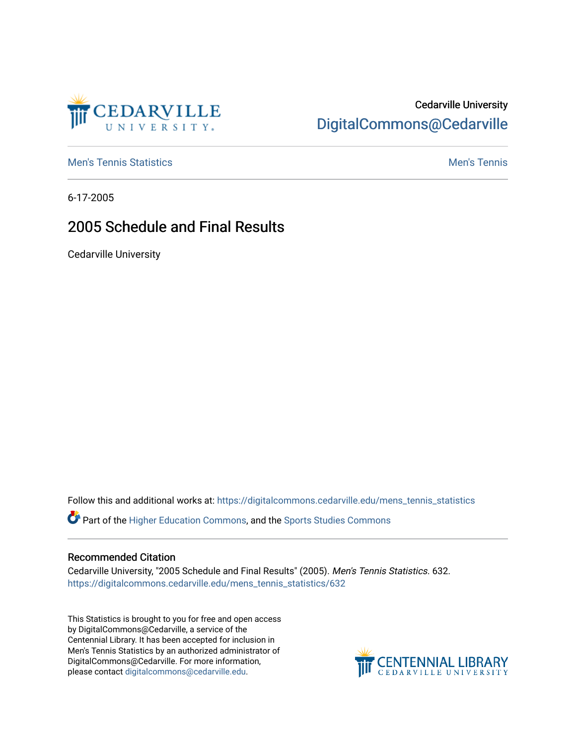Cedarville University

DigitalCommons@Cedarville

Men's Tennis Statistics

Men's Tennis

6-17-2005

# 2005 Schedule and Final Results

Cedarville University

Follow this and additional works at: https://digitalcommons.cedarville.edu/mens_tennis_statistics

Part of the Higher Education Commons, and the Sports Studies Commons

## Recommended Citation

Cedarville University, "2005 Schedule and Final Results" (2005). *Men's Tennis Statistics*. 632.
https://digitalcommons.cedarville.edu/mens_tennis_statistics/632

This Statistics is brought to you for free and open access by DigitalCommons@Cedarville, a service of the Centennial Library. It has been accepted for inclusion in Men's Tennis Statistics by an authorized administrator of DigitalCommons@Cedarville. For more information, please contact digitalcommons@cedarville.edu.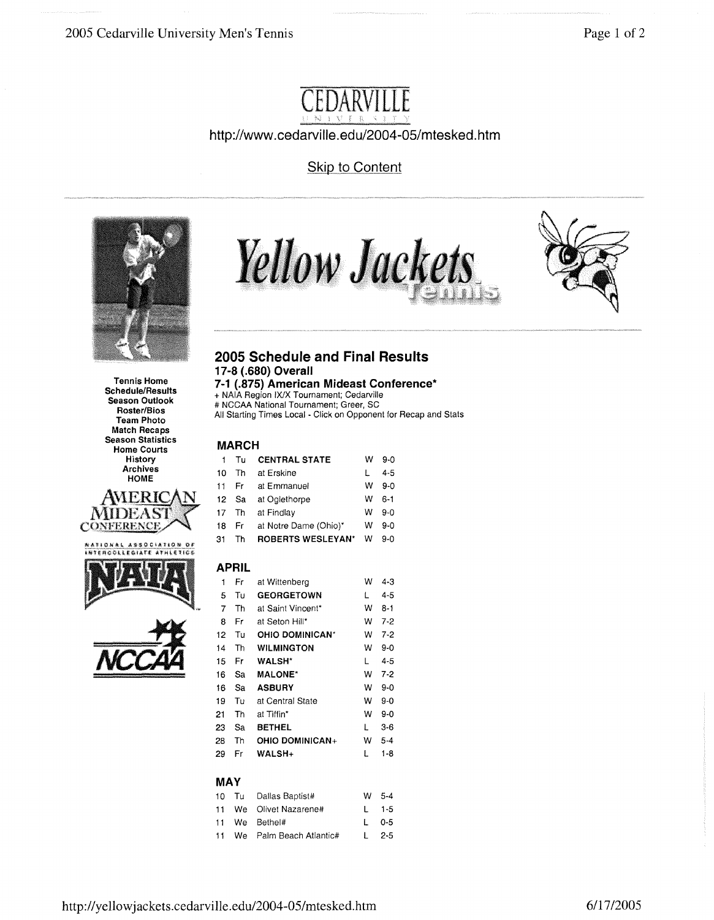CEDARVILLE
UNIVERSITY

http://www.cedarville.edu/2004-05/mtesked.htm

Skip to Content

Tennis Home
Schedule/Results
Season Outlook
Roster/Bios
Team Photo
Match Recaps
Season Statistics
Home Courts
History
Archives
HOME

Yellow Jackets Tennis

## 2005 Schedule and Final Results

### 17-8 (.680) Overall

### 7-1 (.875) American Mideast Conference*

+ NAIA Region IX/X Tournament; Cedarville
# NCCAA National Tournament; Greer, SC
All Starting Times Local - Click on Opponent for Recap and Stats

### MARCH

| | | | | |
|---|---|---|---|---|
| 1 | Tu | **CENTRAL STATE** | W | 9-0 |
| 10 | Th | at Erskine | L | 4-5 |
| 11 | Fr | at Emmanuel | W | 9-0 |
| 12 | Sa | at Oglethorpe | W | 6-1 |
| 17 | Th | at Findlay | W | 9-0 |
| 18 | Fr | at Notre Dame (Ohio)* | W | 9-0 |
| 31 | Th | **ROBERTS WESLEYAN*** | W | 9-0 |

### APRIL

| | | | | |
|---|---|---|---|---|
| 1 | Fr | at Wittenberg | W | 4-3 |
| 5 | Tu | **GEORGETOWN** | L | 4-5 |
| 7 | Th | at Saint Vincent* | W | 8-1 |
| 8 | Fr | at Seton Hill* | W | 7-2 |
| 12 | Tu | **OHIO DOMINICAN*** | W | 7-2 |
| 14 | Th | **WILMINGTON** | W | 9-0 |
| 15 | Fr | **WALSH*** | L | 4-5 |
| 16 | Sa | **MALONE*** | W | 7-2 |
| 16 | Sa | **ASBURY** | W | 9-0 |
| 19 | Tu | at Central State | W | 9-0 |
| 21 | Th | at Tiffin* | W | 9-0 |
| 23 | Sa | **BETHEL** | L | 3-6 |
| 28 | Th | **OHIO DOMINICAN+** | W | 5-4 |
| 29 | Fr | **WALSH+** | L | 1-8 |

### MAY

| | | | | |
|---|---|---|---|---|
| 10 | Tu | Dallas Baptist# | W | 5-4 |
| 11 | We | Olivet Nazarene# | L | 1-5 |
| 11 | We | Bethel# | L | 0-5 |
| 11 | We | Palm Beach Atlantic# | L | 2-5 |